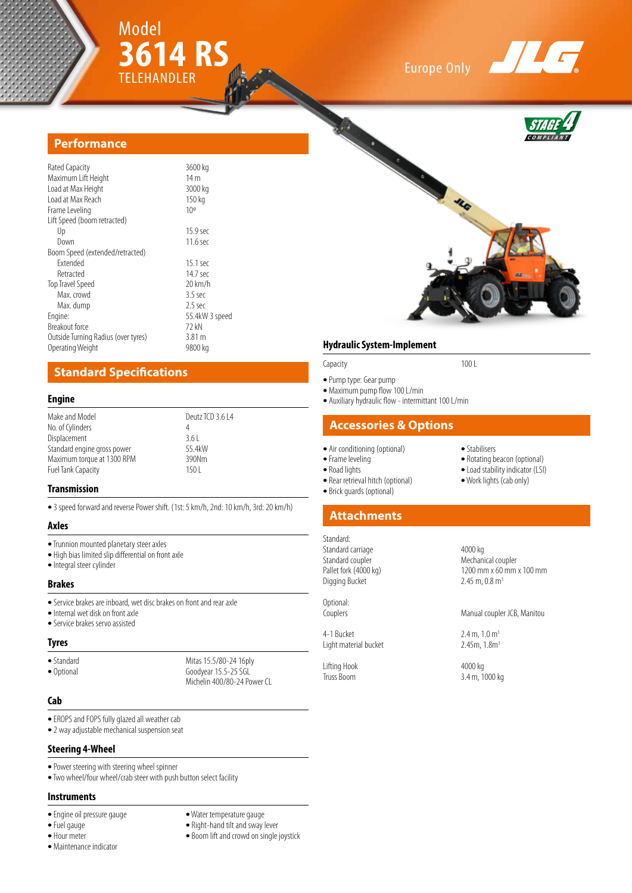# Model 3614 RS TELEHANDLER

Europe Only

STAGE 4 COMPLIANT

## Performance

| | |
|---|---|
| Rated Capacity | 3600 kg |
| Maximum Lift Height | 14 m |
| Load at Max Height | 3000 kg |
| Load at Max Reach | 150 kg |
| Frame Leveling | 10º |
| Lift Speed (boom retracted) | |
| Up | 15.9 sec |
| Down | 11.6 sec |
| Boom Speed (extended/retracted) | |
| Extended | 15.1 sec |
| Retracted | 14.7 sec |
| Top Travel Speed | 20 km/h |
| Max. crowd | 3.5 sec |
| Max. dump | 2.5 sec |
| Engine: | 55.4kW 3 speed |
| Breakout force | 72 kN |
| Outside Turning Radius (over tyres) | 3.81 m |
| Operating Weight | 9800 kg |

## Standard Specifications

### Engine

| | |
|---|---|
| Make and Model | Deutz TCD 3.6 L4 |
| No. of Cylinders | 4 |
| Displacement | 3.6 L |
| Standard engine gross power | 55.4kW |
| Maximum torque at 1300 RPM | 390Nm |
| Fuel Tank Capacity | 150 L |

### Transmission

- 3 speed forward and reverse Power shift. (1st: 5 km/h, 2nd: 10 km/h, 3rd: 20 km/h)

### Axles

- Trunnion mounted planetary steer axles
- High bias limited slip differential on front axle
- Integral steer cylinder

### Brakes

- Service brakes are inboard, wet disc brakes on front and rear axle
- Internal wet disk on front axle
- Service brakes servo assisted

### Tyres

| | |
|---|---|
| • Standard | Mitas 15.5/80-24 16ply |
| • Optional | Goodyear 15.5-25 SGL |
| | Michelin 400/80-24 Power CL |

### Cab

- EROPS and FOPS fully glazed all weather cab
- 2 way adjustable mechanical suspension seat

### Steering 4-Wheel

- Power steering with steering wheel spinner
- Two wheel/four wheel/crab steer with push button select facility

### Instruments

- Engine oil pressure gauge
- Fuel gauge
- Hour meter
- Maintenance indicator
- Water temperature gauge
- Right-hand tilt and sway lever
- Boom lift and crowd on single joystick

### Hydraulic System-Implement

| | |
|---|---|
| Capacity | 100 L |

- Pump type: Gear pump
- Maximum pump flow 100 L/min
- Auxiliary hydraulic flow - intermittant 100 L/min

## Accessories & Options

- Air conditioning (optional)
- Frame leveling
- Road lights
- Rear retrieval hitch (optional)
- Brick guards (optional)
- Stabilisers
- Rotating beacon (optional)
- Load stability indicator (LSI)
- Work lights (cab only)

## Attachments

| | |
|---|---|
| Standard: | |
| Standard carriage | 4000 kg |
| Standard coupler | Mechanical coupler |
| Pallet fork (4000 kg) | 1200 mm x 60 mm x 100 mm |
| Digging Bucket | 2.45 m, 0.8 m³ |
| Optional: | |
| Couplers | Manual coupler JCB, Manitou |
| 4-1 Bucket | 2.4 m, 1.0 m³ |
| Light material bucket | 2.45m, 1.8m³ |
| Lifting Hook | 4000 kg |
| Truss Boom | 3.4 m, 1000 kg |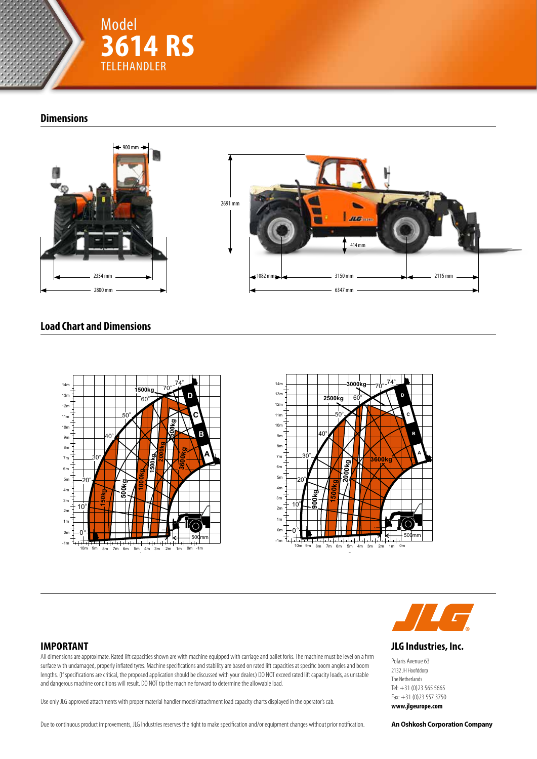# Model 3614 RS TELEHANDLER

## Dimensions

900 mm

2354 mm

2800 mm

2691 mm

414 mm

1082 mm

3150 mm

2115 mm

6347 mm

## Load Chart and Dimensions

14m
13m
12m
11m
10m
9m
8m
7m
6m
5m
4m
3m
2m
1m
0m
-1m

10m 9m 8m 7m 6m 5m 4m 3m 2m 1m 0m -1m

74°
70°
60°
50°
40°
30°
20°
10°
0°

1500kg
500kg
2000kg
1500kg
1000kg
3600kg
500kg
150kg

A
B
C
D

500mm

14m
13m
12m
11m
10m
9m
8m
7m
6m
5m
4m
3m
2m
1m
0m
-1m

10m 9m 8m 7m 6m 5m 4m 3m 2m 1m 0m

74°
70°
60°
50°
40°
30°
20°
10°
0°

3000kg
2500kg
3600kg
2000kg
1500kg
900kg

A
B
C
D

500mm

## IMPORTANT

All dimensions are approximate. Rated lift capacities shown are with machine equipped with carriage and pallet forks. The machine must be level on a firm surface with undamaged, properly inflated tyres. Machine specifications and stability are based on rated lift capacities at specific boom angles and boom lengths. (If specifications are critical, the proposed application should be discussed with your dealer.) DO NOT exceed rated lift capacity loads, as unstable and dangerous machine conditions will result. DO NOT tip the machine forward to determine the allowable load.

Use only JLG approved attachments with proper material handler model/attachment load capacity charts displayed in the operator's cab.

Due to continuous product improvements, JLG Industries reserves the right to make specification and/or equipment changes without prior notification.

JLG

## JLG Industries, Inc.

Polaris Avenue 63
2132 JH Hoofddorp
The Netherlands
Tel: +31 (0)23 565 5665
Fax: +31 (0)23 557 3750
**www.jlgeurope.com**

**An Oshkosh Corporation Company**